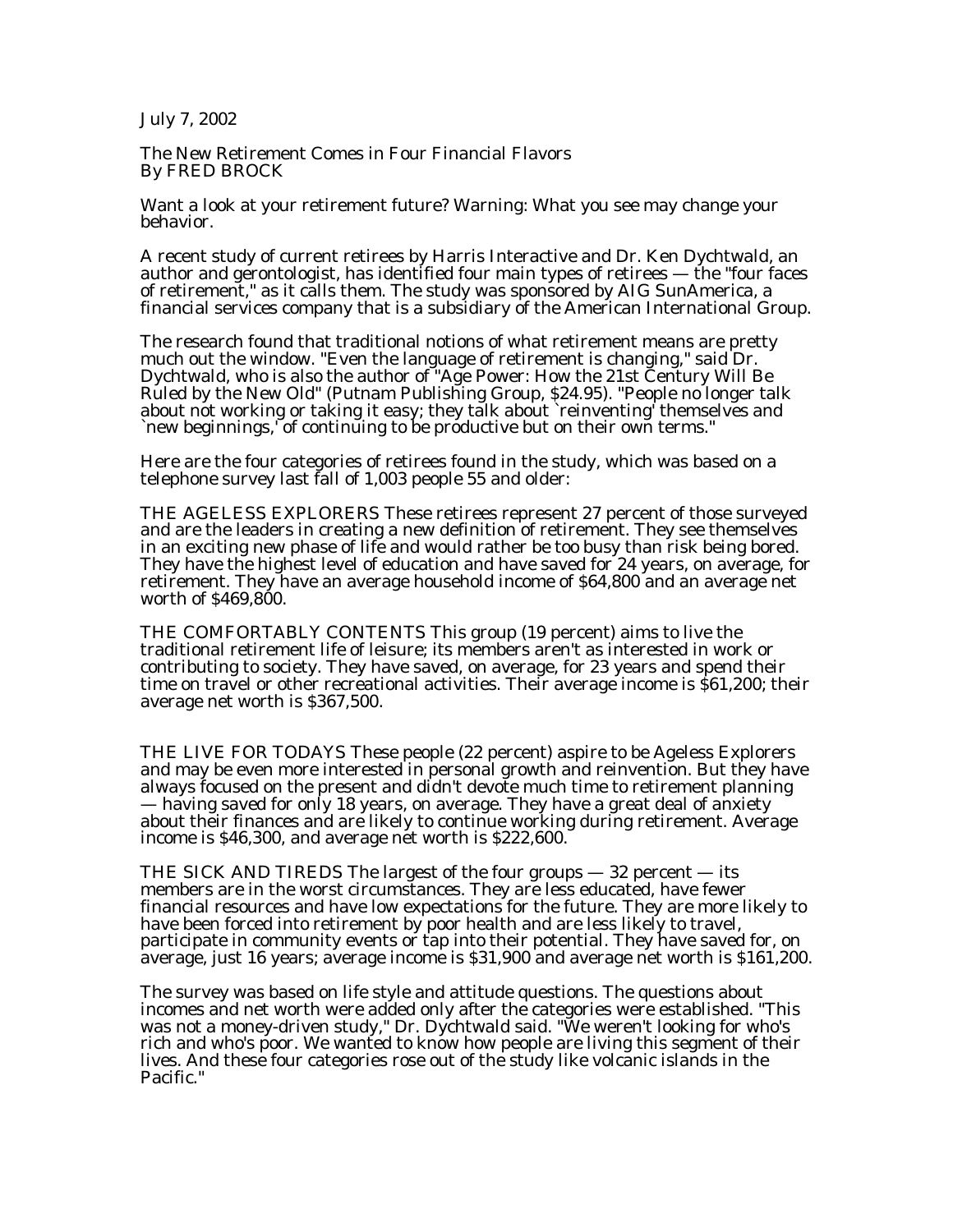July 7, 2002

# The New Retirement Comes in Four Financial Flavors

By FRED BROCK

Want a look at your retirement future? Warning: What you see may change your behavior.

A recent study of current retirees by Harris Interactive and Dr. Ken Dychtwald, an author and gerontologist, has identified four main types of retirees — the "four faces of retirement," as it calls them. The study was sponsored by AIG SunAmerica, a financial services company that is a subsidiary of the American International Group.

The research found that traditional notions of what retirement means are pretty much out the window. "Even the language of retirement is changing," said Dr. Dychtwald, who is also the author of "Age Power: How the 21st Century Will Be Ruled by the New Old" (Putnam Publishing Group, $24.95). "People no longer talk about not working or taking it easy; they talk about `reinventing' themselves and `new beginnings,' of continuing to be productive but on their own terms."

Here are the four categories of retirees found in the study, which was based on a telephone survey last fall of 1,003 people 55 and older:

THE AGELESS EXPLORERS These retirees represent 27 percent of those surveyed and are the leaders in creating a new definition of retirement. They see themselves in an exciting new phase of life and would rather be too busy than risk being bored. They have the highest level of education and have saved for 24 years, on average, for retirement. They have an average household income of $64,800 and an average net worth of $469,800.

THE COMFORTABLY CONTENTS This group (19 percent) aims to live the traditional retirement life of leisure; its members aren't as interested in work or contributing to society. They have saved, on average, for 23 years and spend their time on travel or other recreational activities. Their average income is $61,200; their average net worth is $367,500.

THE LIVE FOR TODAYS These people (22 percent) aspire to be Ageless Explorers and may be even more interested in personal growth and reinvention. But they have always focused on the present and didn't devote much time to retirement planning — having saved for only 18 years, on average. They have a great deal of anxiety about their finances and are likely to continue working during retirement. Average income is $46,300, and average net worth is $222,600.

THE SICK AND TIREDS The largest of the four groups — 32 percent — its members are in the worst circumstances. They are less educated, have fewer financial resources and have low expectations for the future. They are more likely to have been forced into retirement by poor health and are less likely to travel, participate in community events or tap into their potential. They have saved for, on average, just 16 years; average income is $31,900 and average net worth is $161,200.

The survey was based on life style and attitude questions. The questions about incomes and net worth were added only after the categories were established. "This was not a money-driven study," Dr. Dychtwald said. "We weren't looking for who's rich and who's poor. We wanted to know how people are living this segment of their lives. And these four categories rose out of the study like volcanic islands in the Pacific."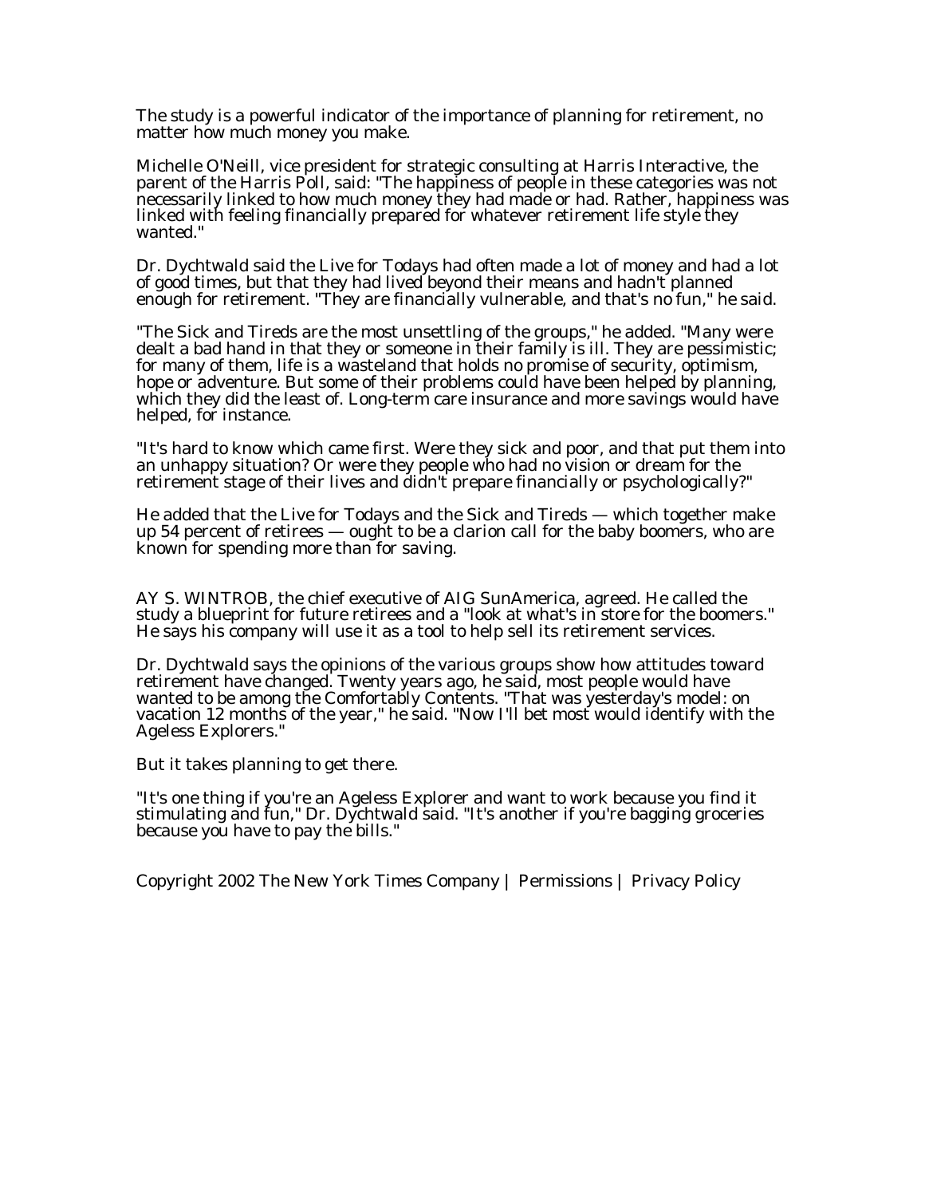The study is a powerful indicator of the importance of planning for retirement, no matter how much money you make.

Michelle O'Neill, vice president for strategic consulting at Harris Interactive, the parent of the Harris Poll, said: "The happiness of people in these categories was not necessarily linked to how much money they had made or had. Rather, happiness was linked with feeling financially prepared for whatever retirement life style they wanted."

Dr. Dychtwald said the Live for Todays had often made a lot of money and had a lot of good times, but that they had lived beyond their means and hadn't planned enough for retirement. "They are financially vulnerable, and that's no fun," he said.

"The Sick and Tireds are the most unsettling of the groups," he added. "Many were dealt a bad hand in that they or someone in their family is ill. They are pessimistic; for many of them, life is a wasteland that holds no promise of security, optimism, hope or adventure. But some of their problems could have been helped by planning, which they did the least of. Long-term care insurance and more savings would have helped, for instance.

"It's hard to know which came first. Were they sick and poor, and that put them into an unhappy situation? Or were they people who had no vision or dream for the retirement stage of their lives and didn't prepare financially or psychologically?"

He added that the Live for Todays and the Sick and Tireds — which together make up 54 percent of retirees — ought to be a clarion call for the baby boomers, who are known for spending more than for saving.

AY S. WINTROB, the chief executive of AIG SunAmerica, agreed. He called the study a blueprint for future retirees and a "look at what's in store for the boomers." He says his company will use it as a tool to help sell its retirement services.

Dr. Dychtwald says the opinions of the various groups show how attitudes toward retirement have changed. Twenty years ago, he said, most people would have wanted to be among the Comfortably Contents. "That was yesterday's model: on vacation 12 months of the year," he said. "Now I'll bet most would identify with the Ageless Explorers."

But it takes planning to get there.

"It's one thing if you're an Ageless Explorer and want to work because you find it stimulating and fun," Dr. Dychtwald said. "It's another if you're bagging groceries because you have to pay the bills."

Copyright 2002 The New York Times Company | Permissions | Privacy Policy